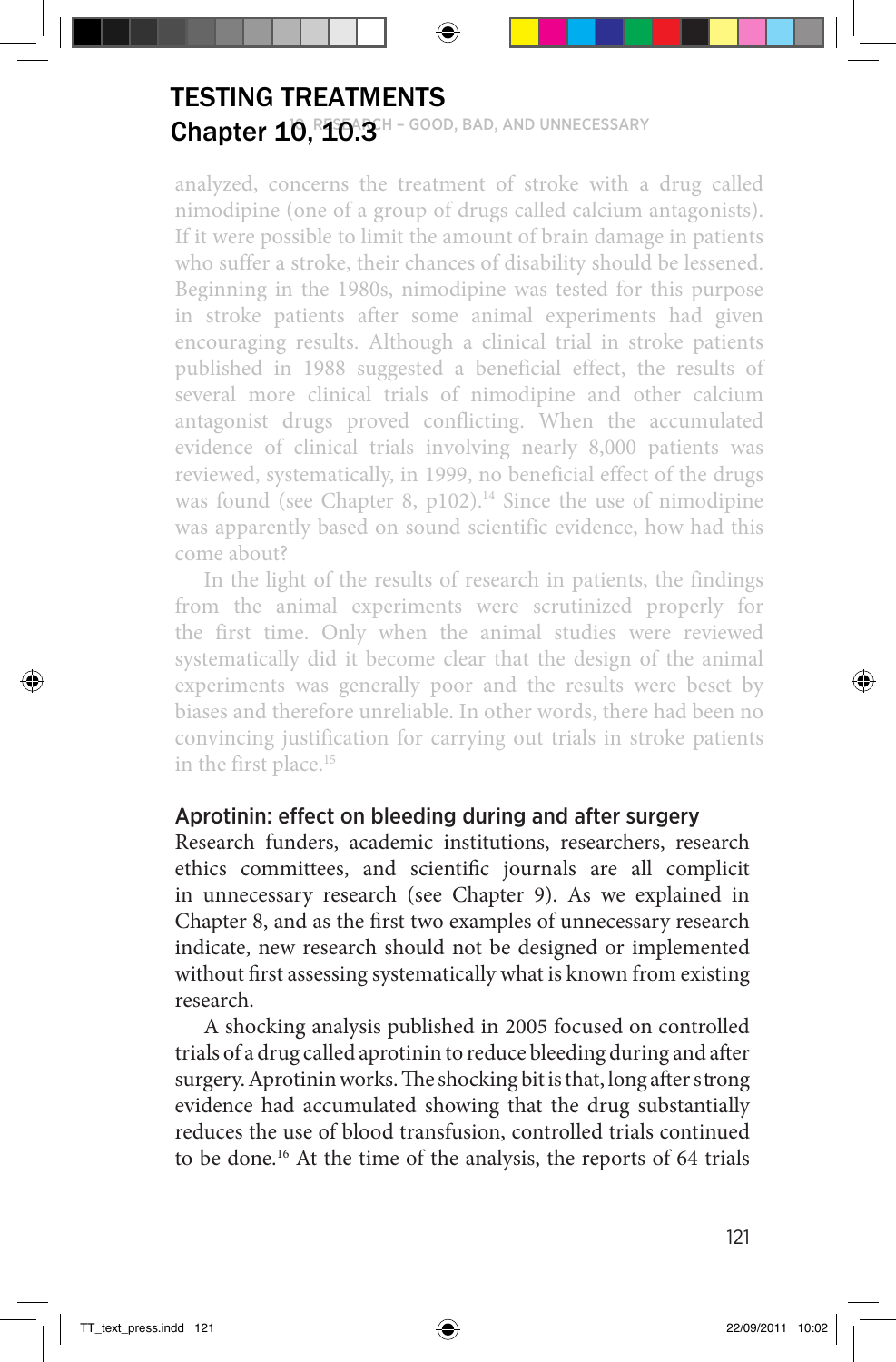analyzed, concerns the treatment of stroke with a drug called nimodipine (one of a group of drugs called calcium antagonists). If it were possible to limit the amount of brain damage in patients who suffer a stroke, their chances of disability should be lessened. Beginning in the 1980s, nimodipine was tested for this purpose in stroke patients after some animal experiments had given encouraging results. Although a clinical trial in stroke patients published in 1988 suggested a beneficial effect, the results of several more clinical trials of nimodipine and other calcium antagonist drugs proved conflicting. When the accumulated evidence of clinical trials involving nearly 8,000 patients was reviewed, systematically, in 1999, no beneficial effect of the drugs was found (see Chapter 8, p102).[14] Since the use of nimodipine was apparently based on sound scientific evidence, how had this come about?

In the light of the results of research in patients, the findings from the animal experiments were scrutinized properly for the first time. Only when the animal studies were reviewed systematically did it become clear that the design of the animal experiments was generally poor and the results were beset by biases and therefore unreliable. In other words, there had been no convincing justification for carrying out trials in stroke patients in the first place.[15]

### Aprotinin: effect on bleeding during and after surgery

Research funders, academic institutions, researchers, research ethics committees, and scientific journals are all complicit in unnecessary research (see Chapter 9). As we explained in Chapter 8, and as the first two examples of unnecessary research indicate, new research should not be designed or implemented without first assessing systematically what is known from existing research.

A shocking analysis published in 2005 focused on controlled trials of a drug called aprotinin to reduce bleeding during and after surgery. Aprotinin works. The shocking bit is that, long after strong evidence had accumulated showing that the drug substantially reduces the use of blood transfusion, controlled trials continued to be done.[16] At the time of the analysis, the reports of 64 trials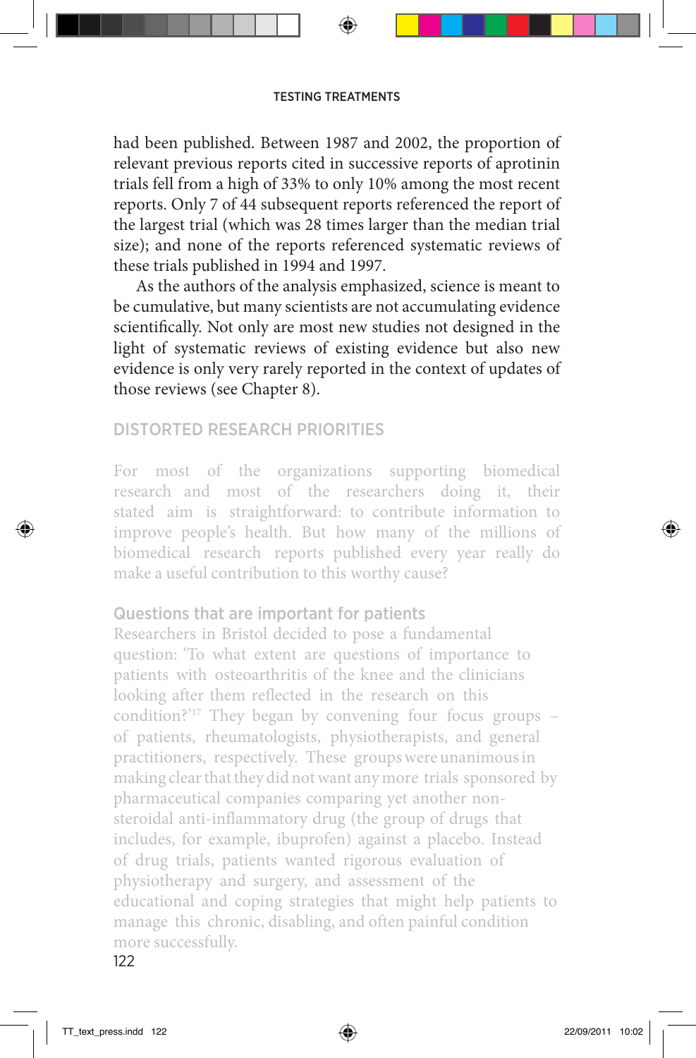had been published. Between 1987 and 2002, the proportion of relevant previous reports cited in successive reports of aprotinin trials fell from a high of 33% to only 10% among the most recent reports. Only 7 of 44 subsequent reports referenced the report of the largest trial (which was 28 times larger than the median trial size); and none of the reports referenced systematic reviews of these trials published in 1994 and 1997.

As the authors of the analysis emphasized, science is meant to be cumulative, but many scientists are not accumulating evidence scientifically. Not only are most new studies not designed in the light of systematic reviews of existing evidence but also new evidence is only very rarely reported in the context of updates of those reviews (see Chapter 8).

## DISTORTED RESEARCH PRIORITIES

For most of the organizations supporting biomedical research and most of the researchers doing it, their stated aim is straightforward: to contribute information to improve people's health. But how many of the millions of biomedical research reports published every year really do make a useful contribution to this worthy cause?

### Questions that are important for patients

Researchers in Bristol decided to pose a fundamental question: 'To what extent are questions of importance to patients with osteoarthritis of the knee and the clinicians looking after them reflected in the research on this condition?'[17] They began by convening four focus groups – of patients, rheumatologists, physiotherapists, and general practitioners, respectively. These groups were unanimous in making clear that they did not want any more trials sponsored by pharmaceutical companies comparing yet another non-steroidal anti-inflammatory drug (the group of drugs that includes, for example, ibuprofen) against a placebo. Instead of drug trials, patients wanted rigorous evaluation of physiotherapy and surgery, and assessment of the educational and coping strategies that might help patients to manage this chronic, disabling, and often painful condition more successfully.